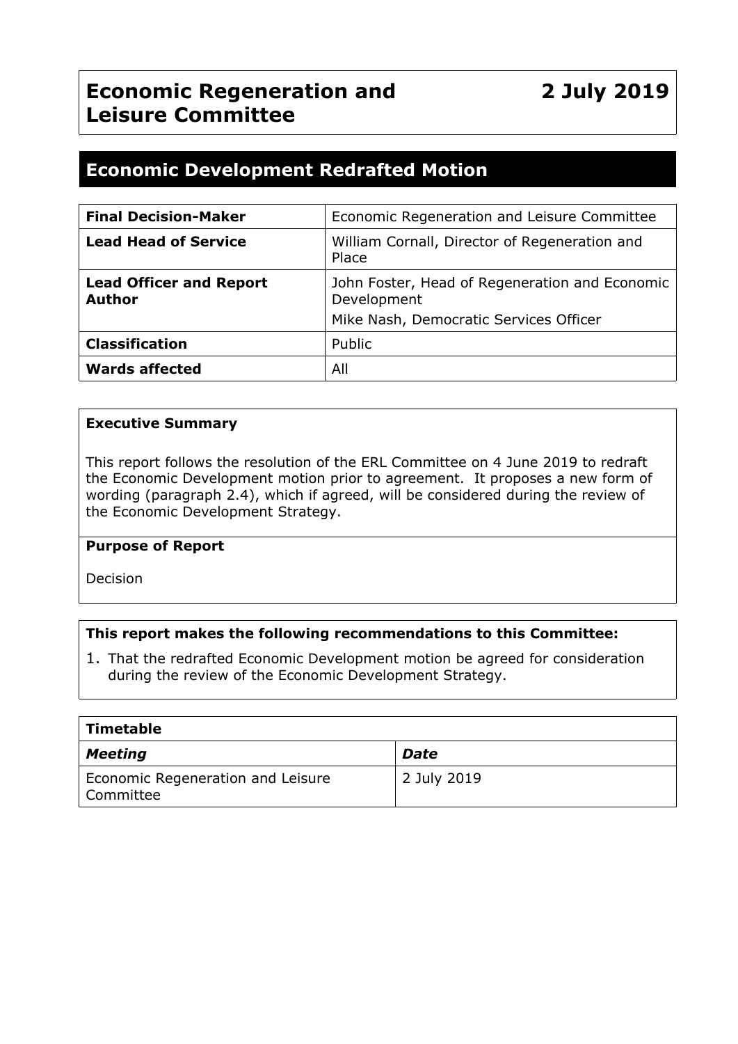# Economic Regeneration and Leisure Committee

**2 July 2019**

## Economic Development Redrafted Motion

| | |
|---|---|
| **Final Decision-Maker** | Economic Regeneration and Leisure Committee |
| **Lead Head of Service** | William Cornall, Director of Regeneration and Place |
| **Lead Officer and Report Author** | John Foster, Head of Regeneration and Economic Development<br>Mike Nash, Democratic Services Officer |
| **Classification** | Public |
| **Wards affected** | All |

**Executive Summary**

This report follows the resolution of the ERL Committee on 4 June 2019 to redraft the Economic Development motion prior to agreement. It proposes a new form of wording (paragraph 2.4), which if agreed, will be considered during the review of the Economic Development Strategy.

**Purpose of Report**

Decision

**This report makes the following recommendations to this Committee:**

1. That the redrafted Economic Development motion be agreed for consideration during the review of the Economic Development Strategy.

| **Timetable** | |
|---|---|
| ***Meeting*** | ***Date*** |
| Economic Regeneration and Leisure Committee | 2 July 2019 |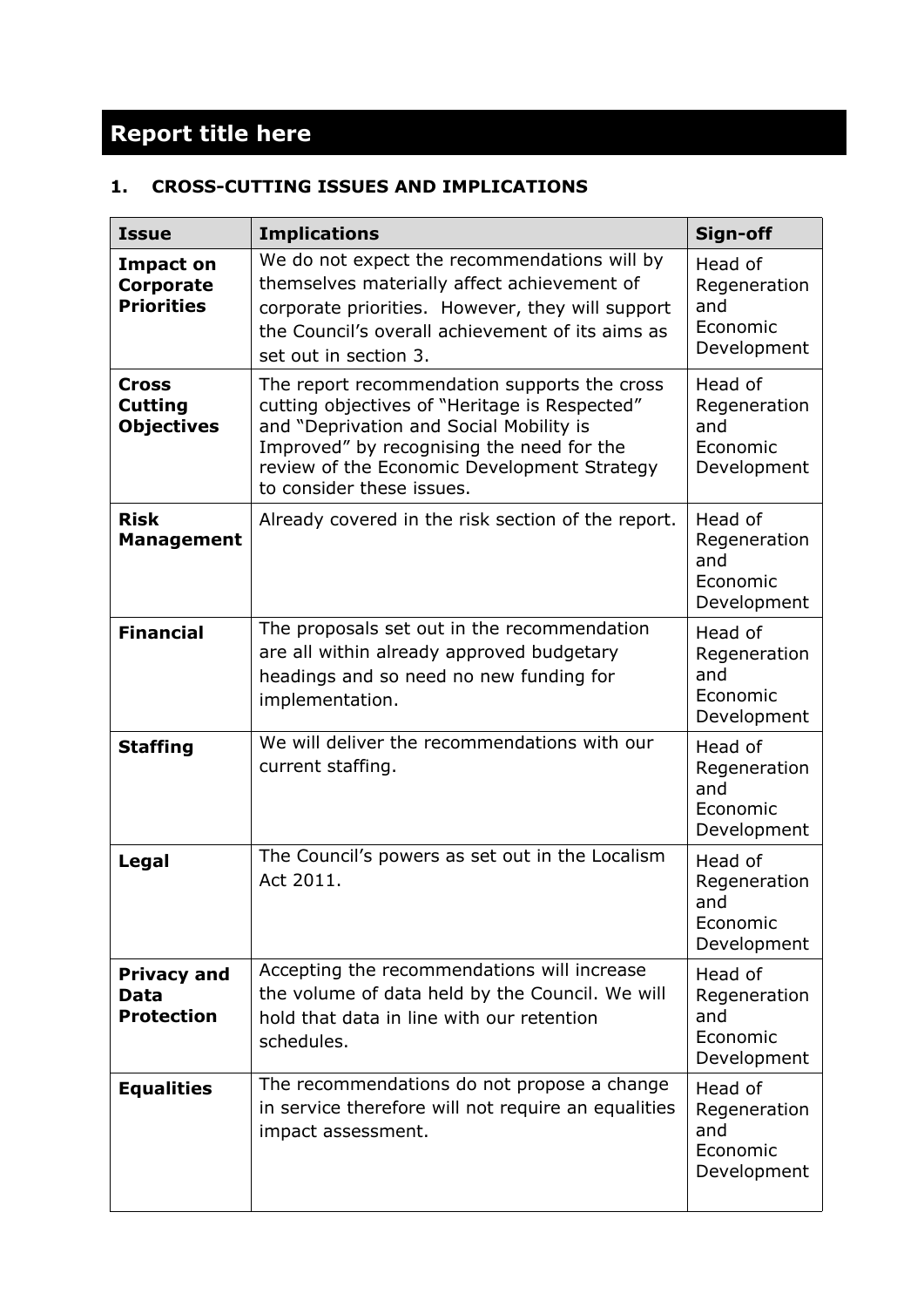# Report title here

## 1. CROSS-CUTTING ISSUES AND IMPLICATIONS

| Issue | Implications | Sign-off |
|---|---|---|
| **Impact on Corporate Priorities** | We do not expect the recommendations will by themselves materially affect achievement of corporate priorities. However, they will support the Council's overall achievement of its aims as set out in section 3. | Head of Regeneration and Economic Development |
| **Cross Cutting Objectives** | The report recommendation supports the cross cutting objectives of "Heritage is Respected" and "Deprivation and Social Mobility is Improved" by recognising the need for the review of the Economic Development Strategy to consider these issues. | Head of Regeneration and Economic Development |
| **Risk Management** | Already covered in the risk section of the report. | Head of Regeneration and Economic Development |
| **Financial** | The proposals set out in the recommendation are all within already approved budgetary headings and so need no new funding for implementation. | Head of Regeneration and Economic Development |
| **Staffing** | We will deliver the recommendations with our current staffing. | Head of Regeneration and Economic Development |
| **Legal** | The Council's powers as set out in the Localism Act 2011. | Head of Regeneration and Economic Development |
| **Privacy and Data Protection** | Accepting the recommendations will increase the volume of data held by the Council. We will hold that data in line with our retention schedules. | Head of Regeneration and Economic Development |
| **Equalities** | The recommendations do not propose a change in service therefore will not require an equalities impact assessment. | Head of Regeneration and Economic Development |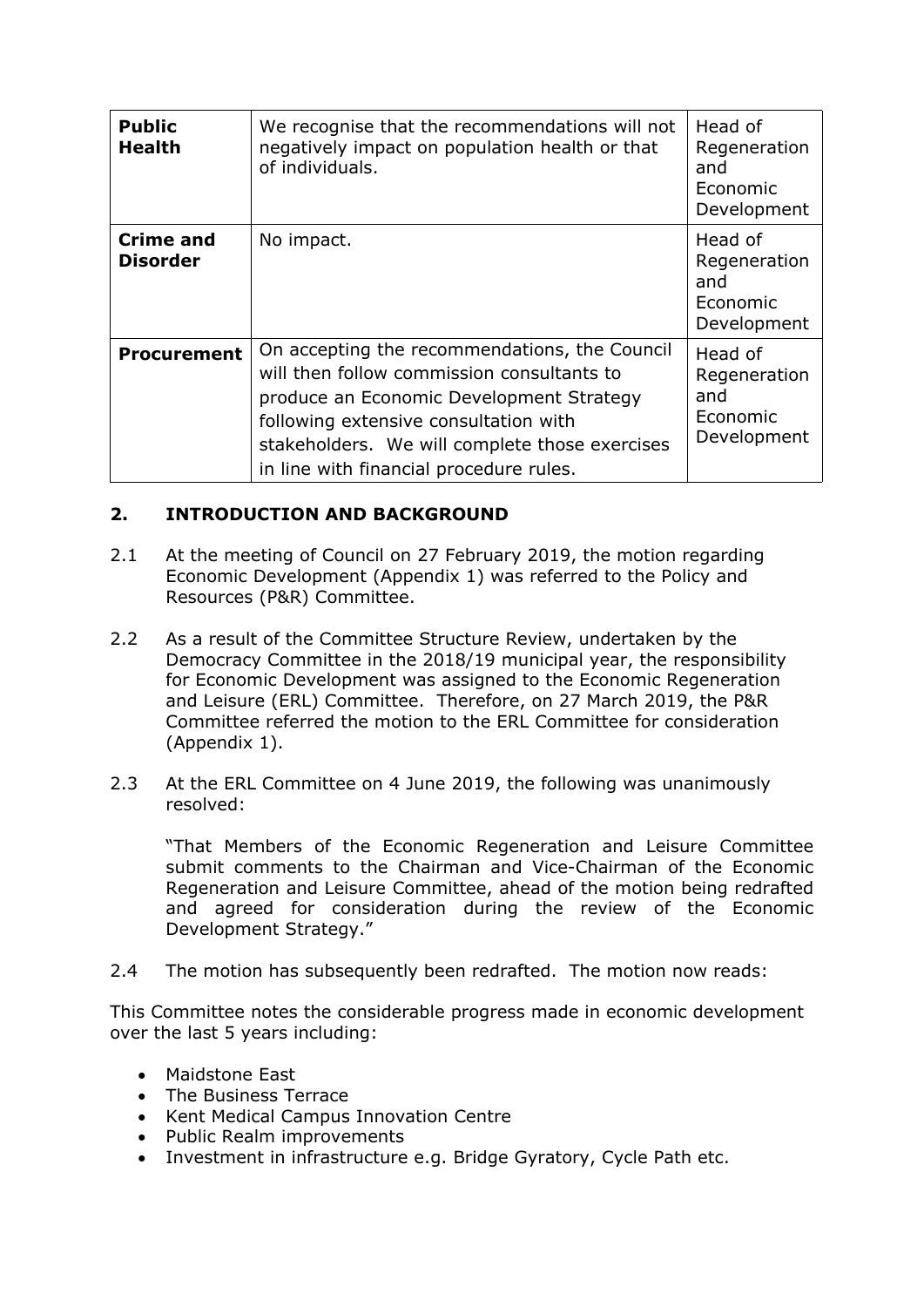| **Public Health** | We recognise that the recommendations will not negatively impact on population health or that of individuals. | Head of Regeneration and Economic Development |
|---|---|---|
| **Crime and Disorder** | No impact. | Head of Regeneration and Economic Development |
| **Procurement** | On accepting the recommendations, the Council will then follow commission consultants to produce an Economic Development Strategy following extensive consultation with stakeholders. We will complete those exercises in line with financial procedure rules. | Head of Regeneration and Economic Development |

## 2. INTRODUCTION AND BACKGROUND

2.1 At the meeting of Council on 27 February 2019, the motion regarding Economic Development (Appendix 1) was referred to the Policy and Resources (P&R) Committee.

2.2 As a result of the Committee Structure Review, undertaken by the Democracy Committee in the 2018/19 municipal year, the responsibility for Economic Development was assigned to the Economic Regeneration and Leisure (ERL) Committee. Therefore, on 27 March 2019, the P&R Committee referred the motion to the ERL Committee for consideration (Appendix 1).

2.3 At the ERL Committee on 4 June 2019, the following was unanimously resolved:

"That Members of the Economic Regeneration and Leisure Committee submit comments to the Chairman and Vice-Chairman of the Economic Regeneration and Leisure Committee, ahead of the motion being redrafted and agreed for consideration during the review of the Economic Development Strategy."

2.4 The motion has subsequently been redrafted. The motion now reads:

This Committee notes the considerable progress made in economic development over the last 5 years including:

- Maidstone East
- The Business Terrace
- Kent Medical Campus Innovation Centre
- Public Realm improvements
- Investment in infrastructure e.g. Bridge Gyratory, Cycle Path etc.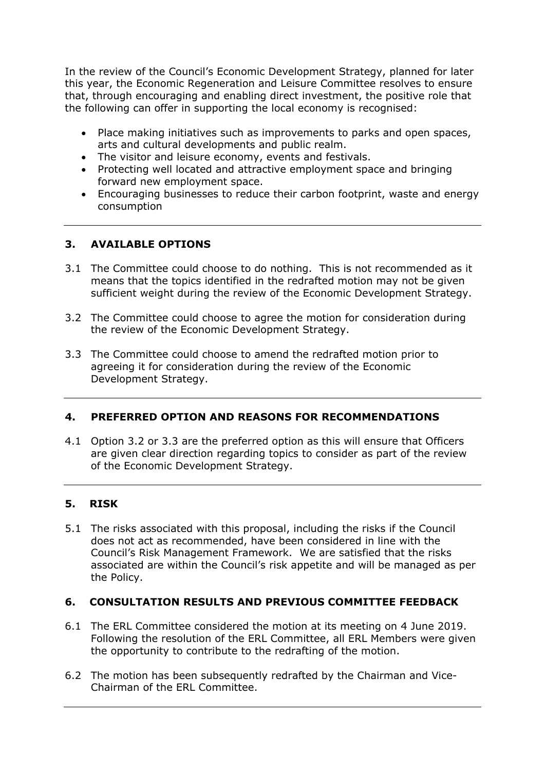In the review of the Council's Economic Development Strategy, planned for later this year, the Economic Regeneration and Leisure Committee resolves to ensure that, through encouraging and enabling direct investment, the positive role that the following can offer in supporting the local economy is recognised:

- Place making initiatives such as improvements to parks and open spaces, arts and cultural developments and public realm.
- The visitor and leisure economy, events and festivals.
- Protecting well located and attractive employment space and bringing forward new employment space.
- Encouraging businesses to reduce their carbon footprint, waste and energy consumption

---

## 3. AVAILABLE OPTIONS

3.1 The Committee could choose to do nothing. This is not recommended as it means that the topics identified in the redrafted motion may not be given sufficient weight during the review of the Economic Development Strategy.

3.2 The Committee could choose to agree the motion for consideration during the review of the Economic Development Strategy.

3.3 The Committee could choose to amend the redrafted motion prior to agreeing it for consideration during the review of the Economic Development Strategy.

---

## 4. PREFERRED OPTION AND REASONS FOR RECOMMENDATIONS

4.1 Option 3.2 or 3.3 are the preferred option as this will ensure that Officers are given clear direction regarding topics to consider as part of the review of the Economic Development Strategy.

---

## 5. RISK

5.1 The risks associated with this proposal, including the risks if the Council does not act as recommended, have been considered in line with the Council's Risk Management Framework. We are satisfied that the risks associated are within the Council's risk appetite and will be managed as per the Policy.

## 6. CONSULTATION RESULTS AND PREVIOUS COMMITTEE FEEDBACK

6.1 The ERL Committee considered the motion at its meeting on 4 June 2019. Following the resolution of the ERL Committee, all ERL Members were given the opportunity to contribute to the redrafting of the motion.

6.2 The motion has been subsequently redrafted by the Chairman and Vice-Chairman of the ERL Committee.

---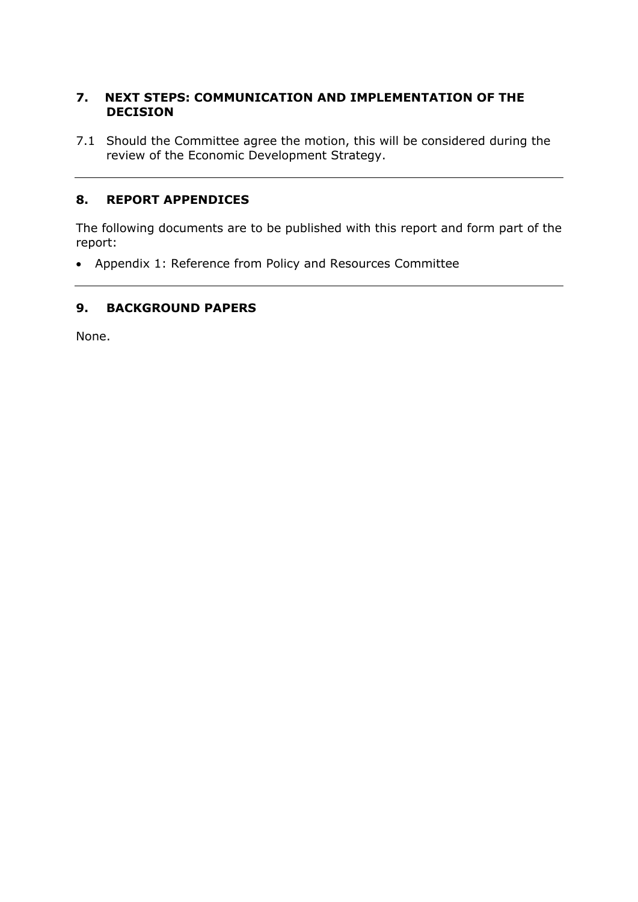## 7. NEXT STEPS: COMMUNICATION AND IMPLEMENTATION OF THE DECISION

7.1 Should the Committee agree the motion, this will be considered during the review of the Economic Development Strategy.

---

## 8. REPORT APPENDICES

The following documents are to be published with this report and form part of the report:

- Appendix 1: Reference from Policy and Resources Committee

---

## 9. BACKGROUND PAPERS

None.